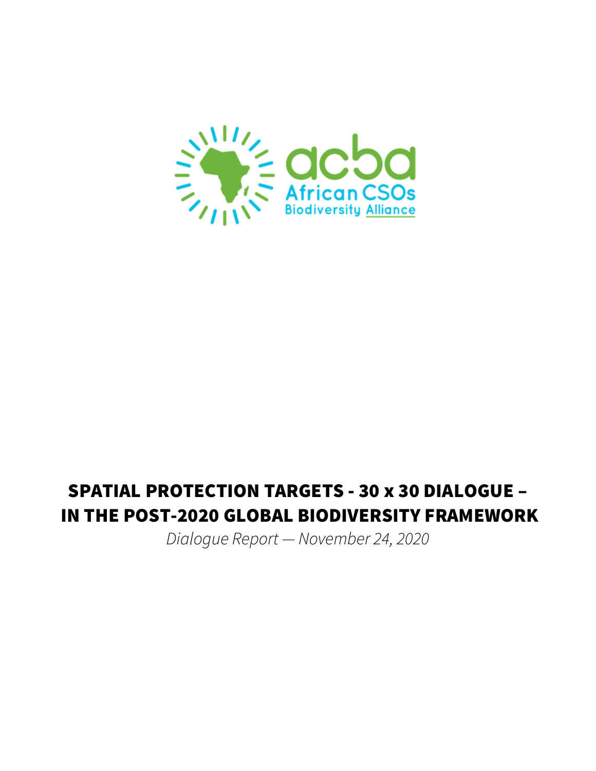acba

African CSOs Biodiversity Alliance

# SPATIAL PROTECTION TARGETS - 30 x 30 DIALOGUE – IN THE POST-2020 GLOBAL BIODIVERSITY FRAMEWORK

*Dialogue Report — November 24, 2020*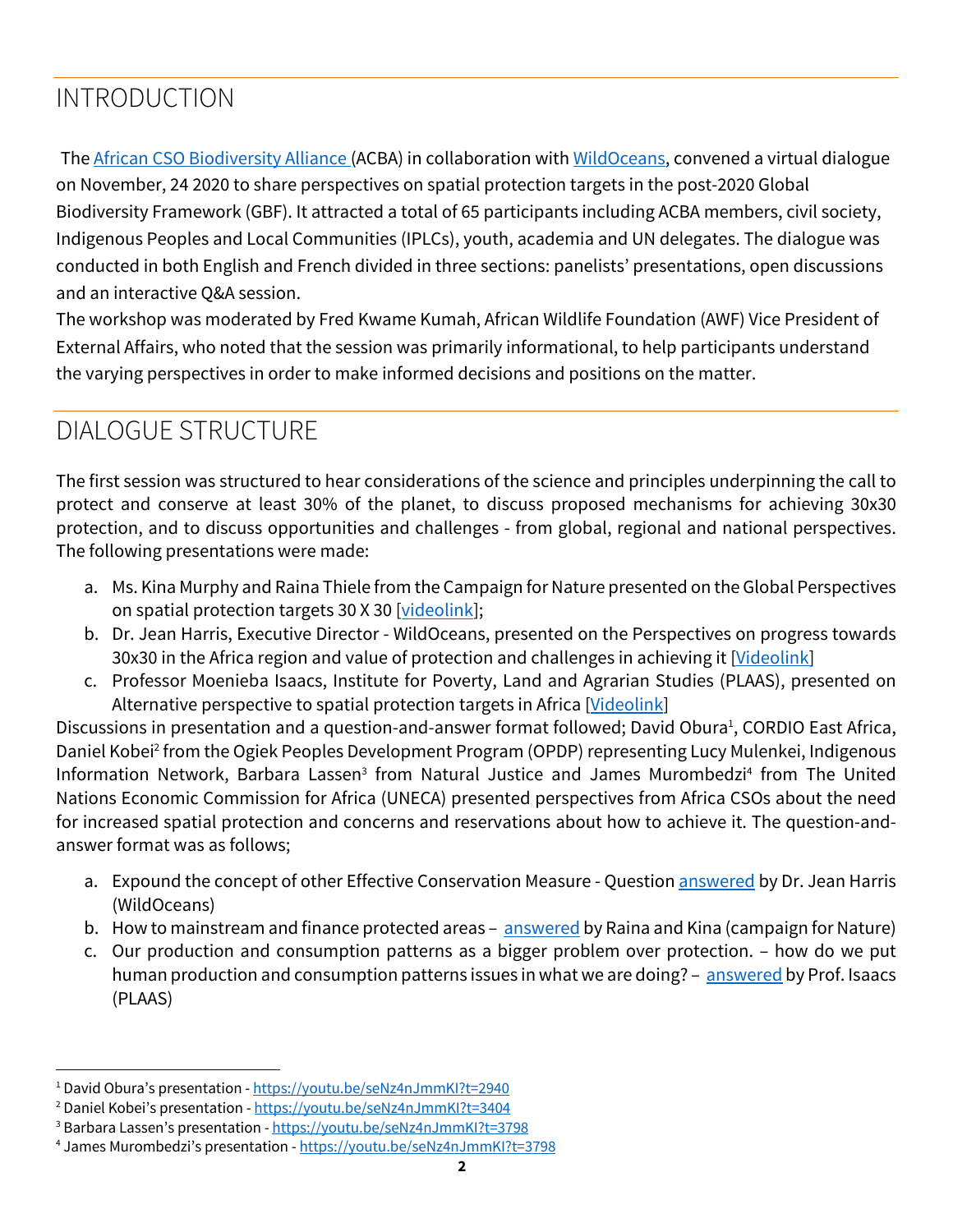## INTRODUCTION

The African CSO Biodiversity Alliance (ACBA) in collaboration with WildOceans, convened a virtual dialogue on November, 24 2020 to share perspectives on spatial protection targets in the post-2020 Global Biodiversity Framework (GBF). It attracted a total of 65 participants including ACBA members, civil society, Indigenous Peoples and Local Communities (IPLCs), youth, academia and UN delegates. The dialogue was conducted in both English and French divided in three sections: panelists' presentations, open discussions and an interactive Q&A session.

The workshop was moderated by Fred Kwame Kumah, African Wildlife Foundation (AWF) Vice President of External Affairs, who noted that the session was primarily informational, to help participants understand the varying perspectives in order to make informed decisions and positions on the matter.

## DIALOGUE STRUCTURE

The first session was structured to hear considerations of the science and principles underpinning the call to protect and conserve at least 30% of the planet, to discuss proposed mechanisms for achieving 30x30 protection, and to discuss opportunities and challenges - from global, regional and national perspectives. The following presentations were made:

a. Ms. Kina Murphy and Raina Thiele from the Campaign for Nature presented on the Global Perspectives on spatial protection targets 30 X 30 [videolink];
b. Dr. Jean Harris, Executive Director - WildOceans, presented on the Perspectives on progress towards 30x30 in the Africa region and value of protection and challenges in achieving it [Videolink]
c. Professor Moenieba Isaacs, Institute for Poverty, Land and Agrarian Studies (PLAAS), presented on Alternative perspective to spatial protection targets in Africa [Videolink]

Discussions in presentation and a question-and-answer format followed; David Obura[1], CORDIO East Africa, Daniel Kobei[2] from the Ogiek Peoples Development Program (OPDP) representing Lucy Mulenkei, Indigenous Information Network, Barbara Lassen[3] from Natural Justice and James Murombedzi[4] from The United Nations Economic Commission for Africa (UNECA) presented perspectives from Africa CSOs about the need for increased spatial protection and concerns and reservations about how to achieve it. The question-and-answer format was as follows;

a. Expound the concept of other Effective Conservation Measure - Question answered by Dr. Jean Harris (WildOceans)
b. How to mainstream and finance protected areas – answered by Raina and Kina (campaign for Nature)
c. Our production and consumption patterns as a bigger problem over protection. – how do we put human production and consumption patterns issues in what we are doing? – answered by Prof. Isaacs (PLAAS)

---

[1] David Obura's presentation - https://youtu.be/seNz4nJmmKI?t=2940
[2] Daniel Kobei's presentation - https://youtu.be/seNz4nJmmKI?t=3404
[3] Barbara Lassen's presentation - https://youtu.be/seNz4nJmmKI?t=3798
[4] James Murombedzi's presentation - https://youtu.be/seNz4nJmmKI?t=3798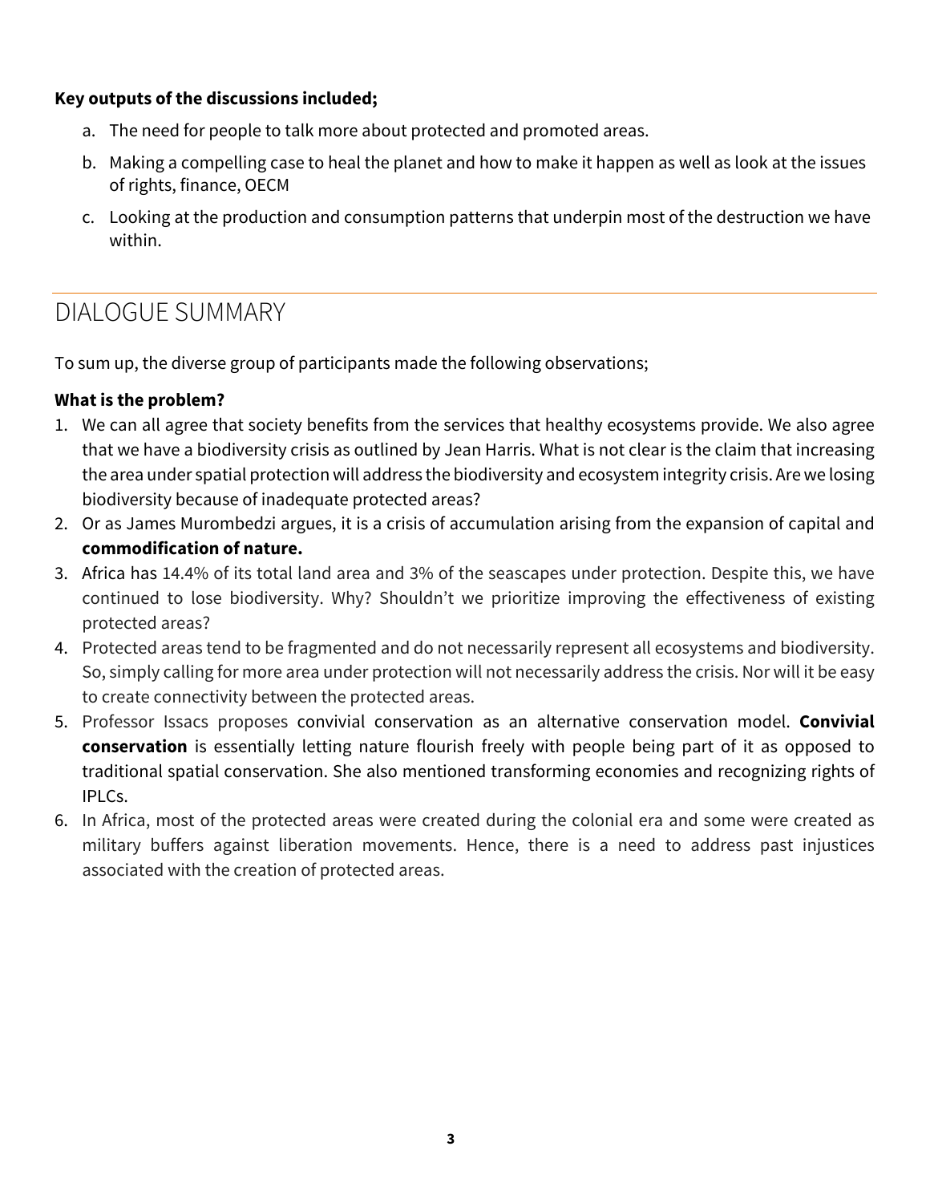**Key outputs of the discussions included;**

a. The need for people to talk more about protected and promoted areas.
b. Making a compelling case to heal the planet and how to make it happen as well as look at the issues of rights, finance, OECM
c. Looking at the production and consumption patterns that underpin most of the destruction we have within.

---

## DIALOGUE SUMMARY

To sum up, the diverse group of participants made the following observations;

**What is the problem?**

1. We can all agree that society benefits from the services that healthy ecosystems provide. We also agree that we have a biodiversity crisis as outlined by Jean Harris. What is not clear is the claim that increasing the area under spatial protection will address the biodiversity and ecosystem integrity crisis. Are we losing biodiversity because of inadequate protected areas?
2. Or as James Murombedzi argues, it is a crisis of accumulation arising from the expansion of capital and **commodification of nature.**
3. Africa has 14.4% of its total land area and 3% of the seascapes under protection. Despite this, we have continued to lose biodiversity. Why? Shouldn't we prioritize improving the effectiveness of existing protected areas?
4. Protected areas tend to be fragmented and do not necessarily represent all ecosystems and biodiversity. So, simply calling for more area under protection will not necessarily address the crisis. Nor will it be easy to create connectivity between the protected areas.
5. Professor Issacs proposes convivial conservation as an alternative conservation model. **Convivial conservation** is essentially letting nature flourish freely with people being part of it as opposed to traditional spatial conservation. She also mentioned transforming economies and recognizing rights of IPLCs.
6. In Africa, most of the protected areas were created during the colonial era and some were created as military buffers against liberation movements. Hence, there is a need to address past injustices associated with the creation of protected areas.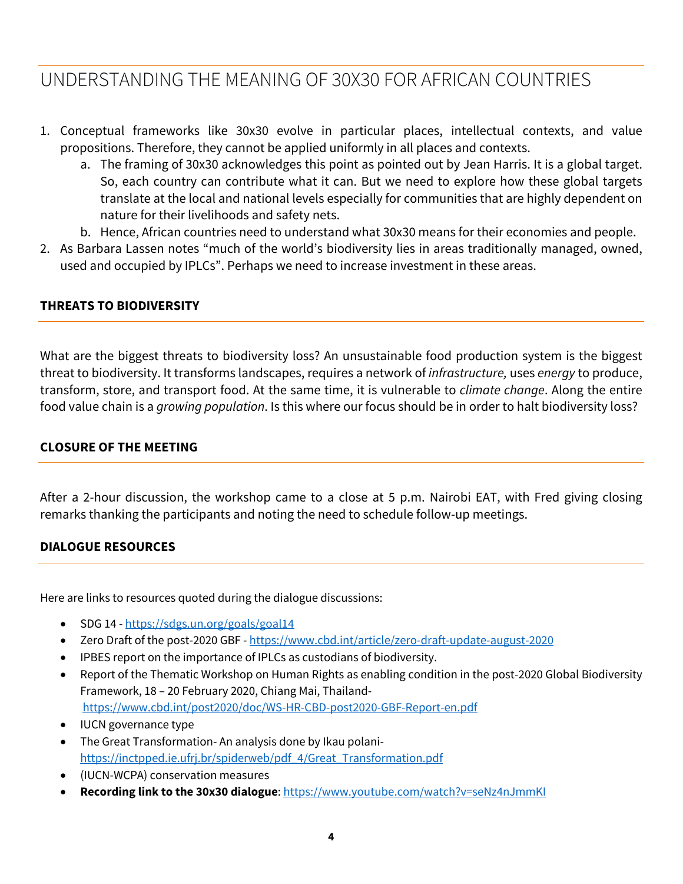# UNDERSTANDING THE MEANING OF 30X30 FOR AFRICAN COUNTRIES

1. Conceptual frameworks like 30x30 evolve in particular places, intellectual contexts, and value propositions. Therefore, they cannot be applied uniformly in all places and contexts.
   a. The framing of 30x30 acknowledges this point as pointed out by Jean Harris. It is a global target. So, each country can contribute what it can. But we need to explore how these global targets translate at the local and national levels especially for communities that are highly dependent on nature for their livelihoods and safety nets.
   b. Hence, African countries need to understand what 30x30 means for their economies and people.
2. As Barbara Lassen notes "much of the world's biodiversity lies in areas traditionally managed, owned, used and occupied by IPLCs". Perhaps we need to increase investment in these areas.

### THREATS TO BIODIVERSITY

What are the biggest threats to biodiversity loss? An unsustainable food production system is the biggest threat to biodiversity. It transforms landscapes, requires a network of *infrastructure,* uses *energy* to produce, transform, store, and transport food. At the same time, it is vulnerable to *climate change*. Along the entire food value chain is a *growing population*. Is this where our focus should be in order to halt biodiversity loss?

### CLOSURE OF THE MEETING

After a 2-hour discussion, the workshop came to a close at 5 p.m. Nairobi EAT, with Fred giving closing remarks thanking the participants and noting the need to schedule follow-up meetings.

### DIALOGUE RESOURCES

Here are links to resources quoted during the dialogue discussions:

- SDG 14 - https://sdgs.un.org/goals/goal14
- Zero Draft of the post-2020 GBF - https://www.cbd.int/article/zero-draft-update-august-2020
- IPBES report on the importance of IPLCs as custodians of biodiversity.
- Report of the Thematic Workshop on Human Rights as enabling condition in the post-2020 Global Biodiversity Framework, 18 – 20 February 2020, Chiang Mai, Thailand- https://www.cbd.int/post2020/doc/WS-HR-CBD-post2020-GBF-Report-en.pdf
- IUCN governance type
- The Great Transformation- An analysis done by Ikau polani- https://inctpped.ie.ufrj.br/spiderweb/pdf_4/Great_Transformation.pdf
- (IUCN-WCPA) conservation measures
- **Recording link to the 30x30 dialogue**: https://www.youtube.com/watch?v=seNz4nJmmKI